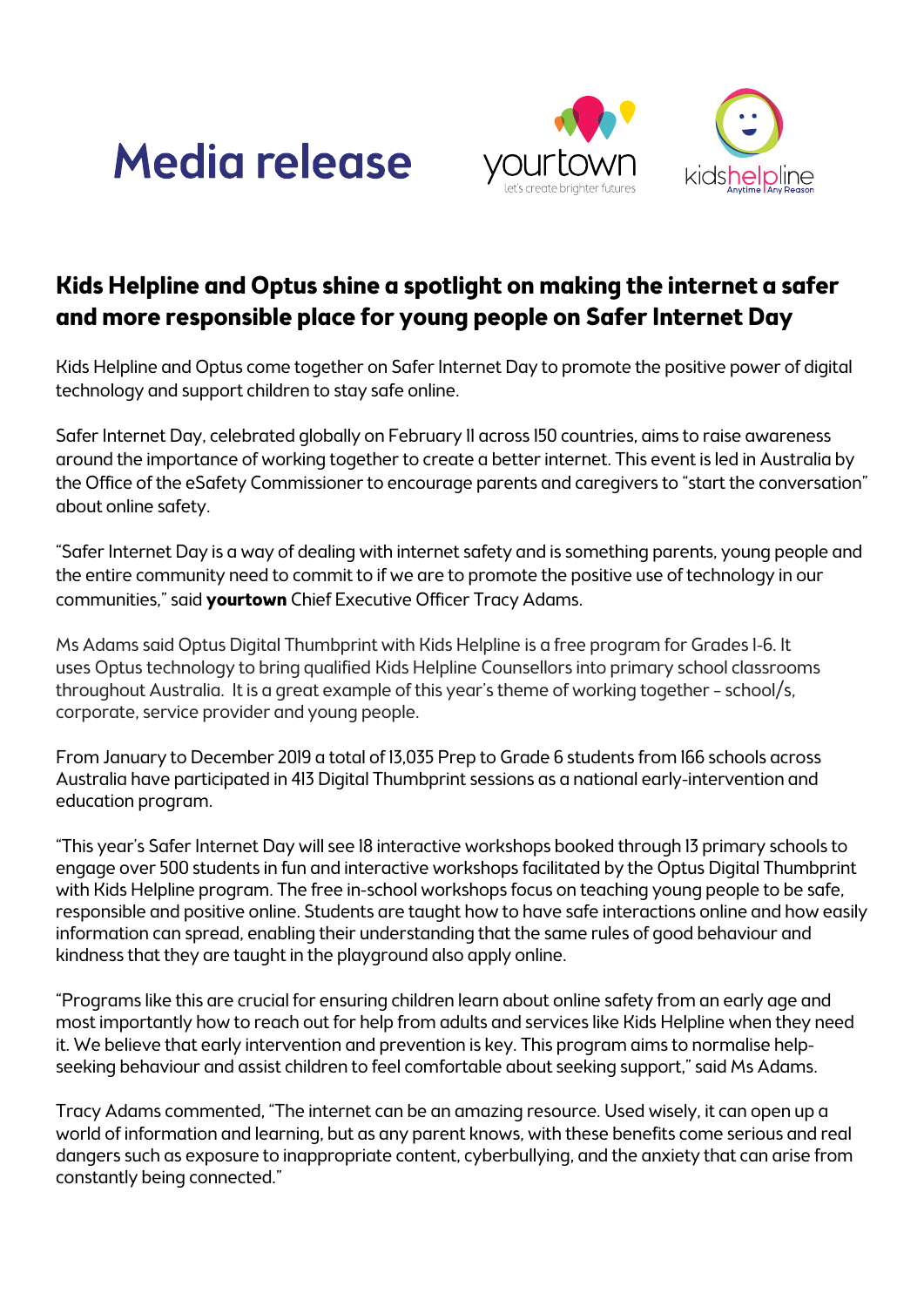# Media release

yourtown
let's create brighter futures

kidshelpline
Anytime | Any Reason

## Kids Helpline and Optus shine a spotlight on making the internet a safer and more responsible place for young people on Safer Internet Day

Kids Helpline and Optus come together on Safer Internet Day to promote the positive power of digital technology and support children to stay safe online.

Safer Internet Day, celebrated globally on February 11 across 150 countries, aims to raise awareness around the importance of working together to create a better internet. This event is led in Australia by the Office of the eSafety Commissioner to encourage parents and caregivers to "start the conversation" about online safety.

"Safer Internet Day is a way of dealing with internet safety and is something parents, young people and the entire community need to commit to if we are to promote the positive use of technology in our communities," said **yourtown** Chief Executive Officer Tracy Adams.

Ms Adams said Optus Digital Thumbprint with Kids Helpline is a free program for Grades 1-6. It uses Optus technology to bring qualified Kids Helpline Counsellors into primary school classrooms throughout Australia. It is a great example of this year's theme of working together – school/s, corporate, service provider and young people.

From January to December 2019 a total of 13,035 Prep to Grade 6 students from 166 schools across Australia have participated in 413 Digital Thumbprint sessions as a national early-intervention and education program.

"This year's Safer Internet Day will see 18 interactive workshops booked through 13 primary schools to engage over 500 students in fun and interactive workshops facilitated by the Optus Digital Thumbprint with Kids Helpline program. The free in-school workshops focus on teaching young people to be safe, responsible and positive online. Students are taught how to have safe interactions online and how easily information can spread, enabling their understanding that the same rules of good behaviour and kindness that they are taught in the playground also apply online.

"Programs like this are crucial for ensuring children learn about online safety from an early age and most importantly how to reach out for help from adults and services like Kids Helpline when they need it. We believe that early intervention and prevention is key. This program aims to normalise help-seeking behaviour and assist children to feel comfortable about seeking support," said Ms Adams.

Tracy Adams commented, "The internet can be an amazing resource. Used wisely, it can open up a world of information and learning, but as any parent knows, with these benefits come serious and real dangers such as exposure to inappropriate content, cyberbullying, and the anxiety that can arise from constantly being connected."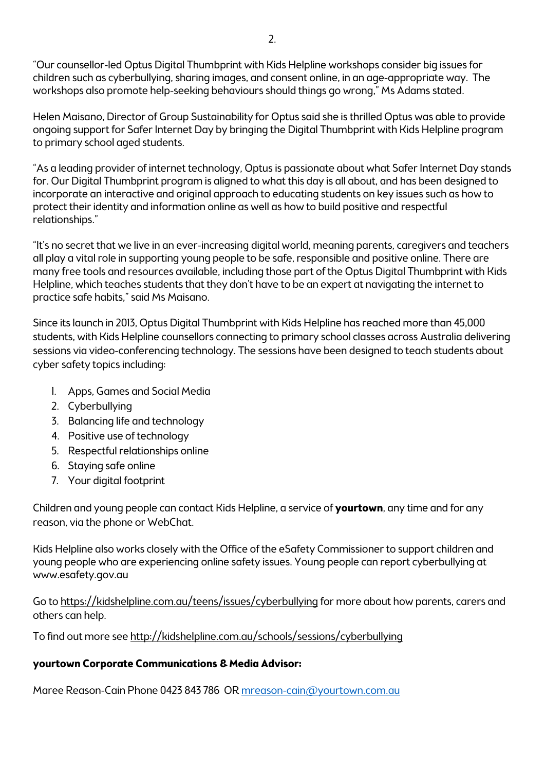"Our counsellor-led Optus Digital Thumbprint with Kids Helpline workshops consider big issues for children such as cyberbullying, sharing images, and consent online, in an age-appropriate way. The workshops also promote help-seeking behaviours should things go wrong," Ms Adams stated.

Helen Maisano, Director of Group Sustainability for Optus said she is thrilled Optus was able to provide ongoing support for Safer Internet Day by bringing the Digital Thumbprint with Kids Helpline program to primary school aged students.

"As a leading provider of internet technology, Optus is passionate about what Safer Internet Day stands for. Our Digital Thumbprint program is aligned to what this day is all about, and has been designed to incorporate an interactive and original approach to educating students on key issues such as how to protect their identity and information online as well as how to build positive and respectful relationships."

"It's no secret that we live in an ever-increasing digital world, meaning parents, caregivers and teachers all play a vital role in supporting young people to be safe, responsible and positive online. There are many free tools and resources available, including those part of the Optus Digital Thumbprint with Kids Helpline, which teaches students that they don't have to be an expert at navigating the internet to practice safe habits," said Ms Maisano.

Since its launch in 2013, Optus Digital Thumbprint with Kids Helpline has reached more than 45,000 students, with Kids Helpline counsellors connecting to primary school classes across Australia delivering sessions via video-conferencing technology. The sessions have been designed to teach students about cyber safety topics including:

1. Apps, Games and Social Media
2. Cyberbullying
3. Balancing life and technology
4. Positive use of technology
5. Respectful relationships online
6. Staying safe online
7. Your digital footprint

Children and young people can contact Kids Helpline, a service of **yourtown**, any time and for any reason, via the phone or WebChat.

Kids Helpline also works closely with the Office of the eSafety Commissioner to support children and young people who are experiencing online safety issues. Young people can report cyberbullying at www.esafety.gov.au

Go to https://kidshelpline.com.au/teens/issues/cyberbullying for more about how parents, carers and others can help.

To find out more see http://kidshelpline.com.au/schools/sessions/cyberbullying

**yourtown Corporate Communications & Media Advisor:**

Maree Reason-Cain Phone 0423 843 786 OR mreason-cain@yourtown.com.au